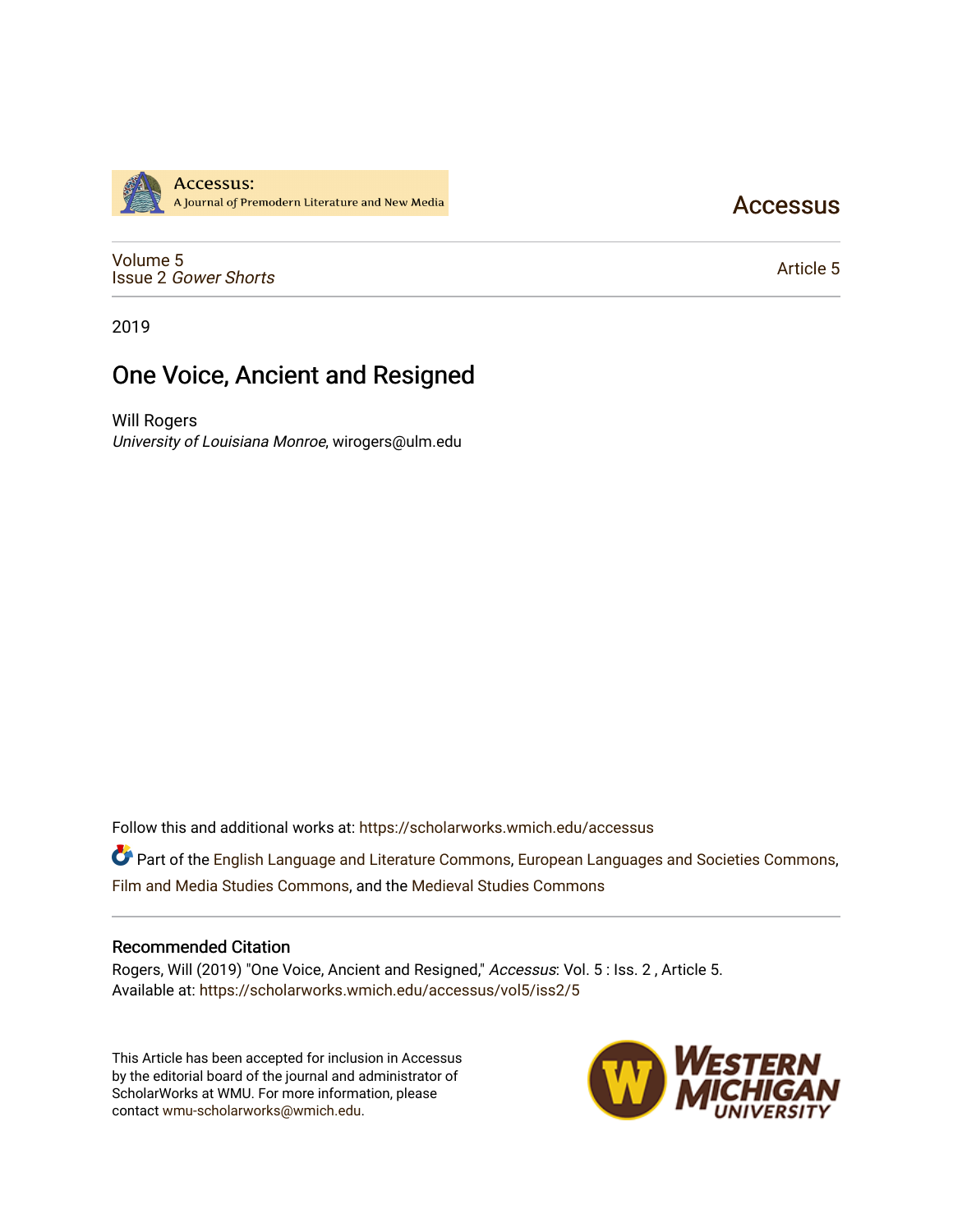Accessus: A Journal of Premodern Literature and New Media

Accessus

Volume 5
Issue 2 *Gower Shorts*

Article 5

2019

# One Voice, Ancient and Resigned

Will Rogers
*University of Louisiana Monroe*, wirogers@ulm.edu

Follow this and additional works at: https://scholarworks.wmich.edu/accessus

Part of the English Language and Literature Commons, European Languages and Societies Commons, Film and Media Studies Commons, and the Medieval Studies Commons

## Recommended Citation

Rogers, Will (2019) "One Voice, Ancient and Resigned," *Accessus*: Vol. 5 : Iss. 2 , Article 5.
Available at: https://scholarworks.wmich.edu/accessus/vol5/iss2/5

This Article has been accepted for inclusion in Accessus by the editorial board of the journal and administrator of ScholarWorks at WMU. For more information, please contact wmu-scholarworks@wmich.edu.

Western Michigan University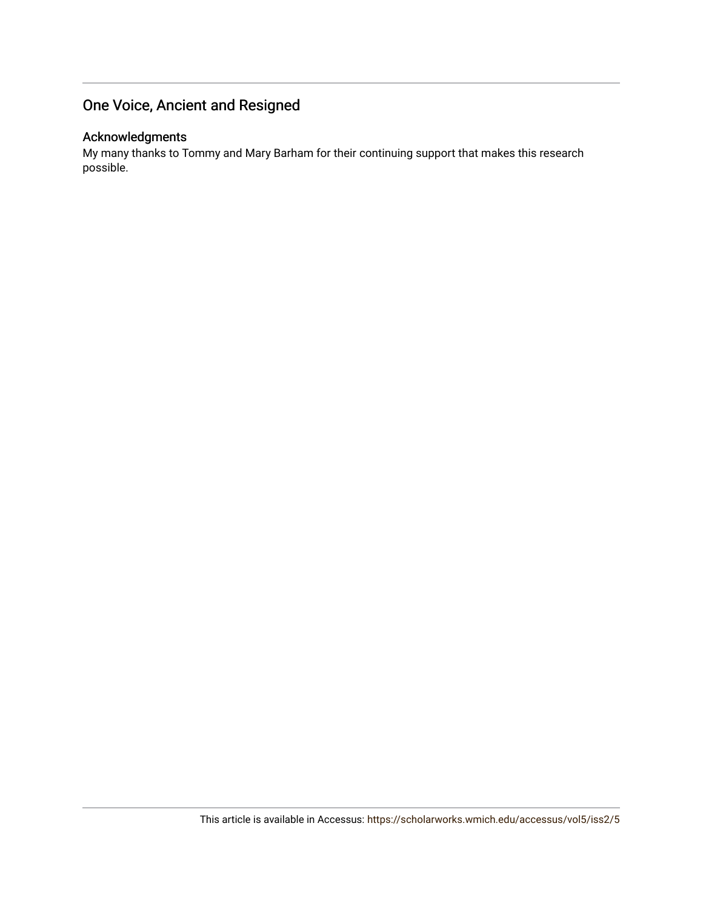## One Voice, Ancient and Resigned

### Acknowledgments

My many thanks to Tommy and Mary Barham for their continuing support that makes this research possible.

This article is available in Accessus: https://scholarworks.wmich.edu/accessus/vol5/iss2/5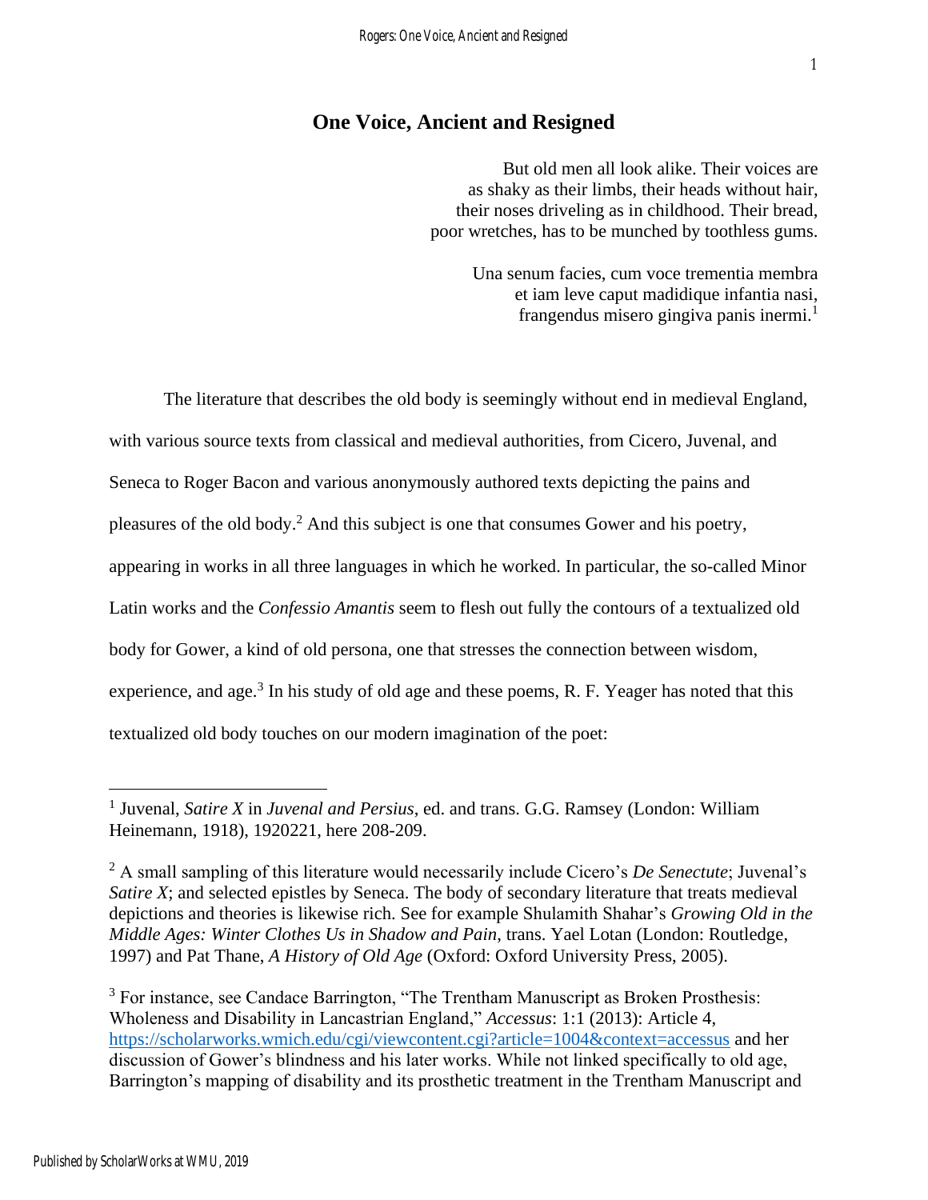# One Voice, Ancient and Resigned

> But old men all look alike. Their voices are
> as shaky as their limbs, their heads without hair,
> their noses driveling as in childhood. Their bread,
> poor wretches, has to be munched by toothless gums.
>
> Una senum facies, cum voce trementia membra
> et iam leve caput madidique infantia nasi,
> frangendus misero gingiva panis inermi.[1]

The literature that describes the old body is seemingly without end in medieval England, with various source texts from classical and medieval authorities, from Cicero, Juvenal, and Seneca to Roger Bacon and various anonymously authored texts depicting the pains and pleasures of the old body.[2] And this subject is one that consumes Gower and his poetry, appearing in works in all three languages in which he worked. In particular, the so-called Minor Latin works and the *Confessio Amantis* seem to flesh out fully the contours of a textualized old body for Gower, a kind of old persona, one that stresses the connection between wisdom, experience, and age.[3] In his study of old age and these poems, R. F. Yeager has noted that this textualized old body touches on our modern imagination of the poet:

---

[1] Juvenal, *Satire X* in *Juvenal and Persius*, ed. and trans. G.G. Ramsey (London: William Heinemann, 1918), 1920221, here 208-209.

[2] A small sampling of this literature would necessarily include Cicero's *De Senectute*; Juvenal's *Satire X*; and selected epistles by Seneca. The body of secondary literature that treats medieval depictions and theories is likewise rich. See for example Shulamith Shahar's *Growing Old in the Middle Ages: Winter Clothes Us in Shadow and Pain*, trans. Yael Lotan (London: Routledge, 1997) and Pat Thane, *A History of Old Age* (Oxford: Oxford University Press, 2005).

[3] For instance, see Candace Barrington, "The Trentham Manuscript as Broken Prosthesis: Wholeness and Disability in Lancastrian England," *Accessus*: 1:1 (2013): Article 4, https://scholarworks.wmich.edu/cgi/viewcontent.cgi?article=1004&context=accessus and her discussion of Gower's blindness and his later works. While not linked specifically to old age, Barrington's mapping of disability and its prosthetic treatment in the Trentham Manuscript and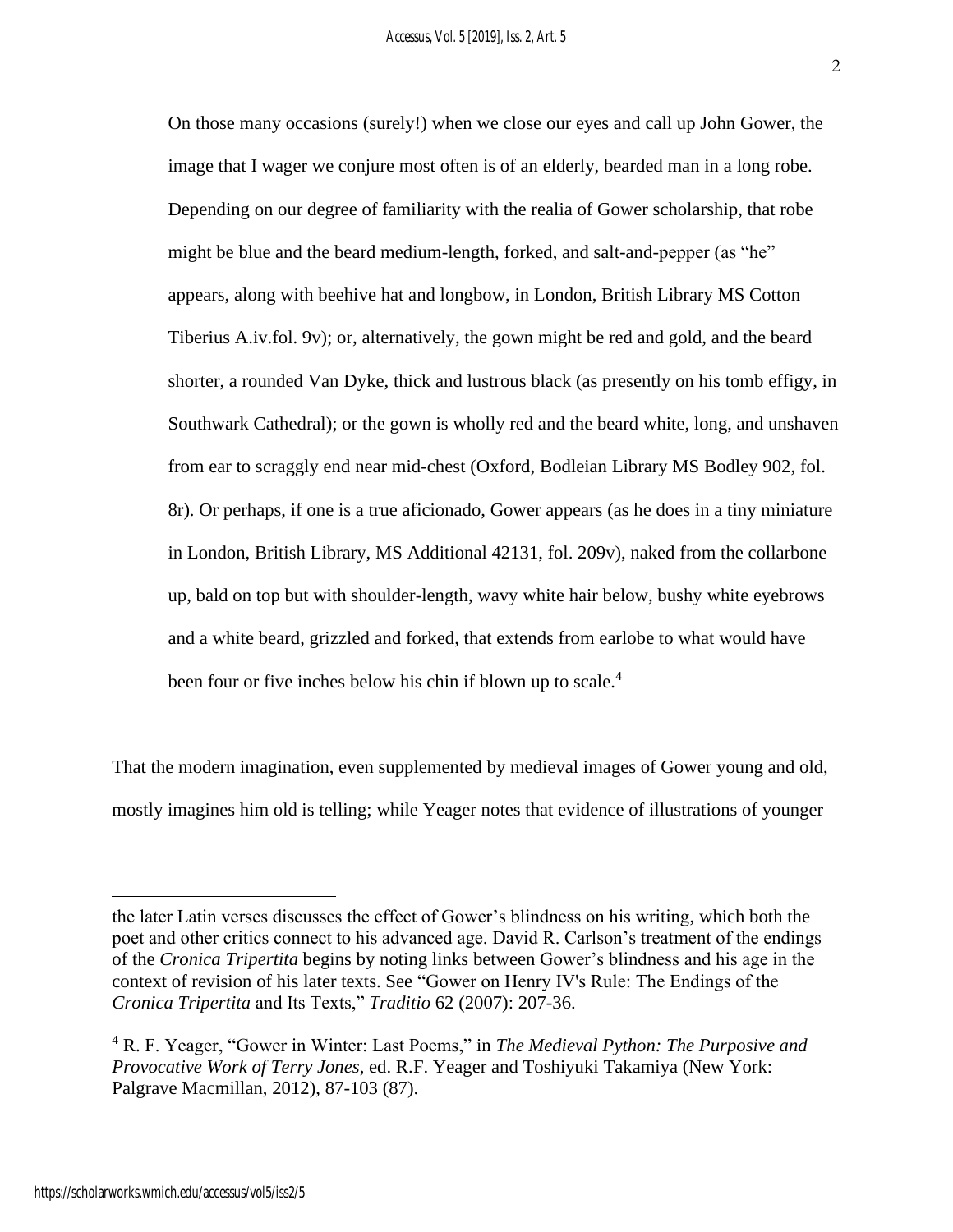> On those many occasions (surely!) when we close our eyes and call up John Gower, the image that I wager we conjure most often is of an elderly, bearded man in a long robe. Depending on our degree of familiarity with the realia of Gower scholarship, that robe might be blue and the beard medium-length, forked, and salt-and-pepper (as "he" appears, along with beehive hat and longbow, in London, British Library MS Cotton Tiberius A.iv.fol. 9v); or, alternatively, the gown might be red and gold, and the beard shorter, a rounded Van Dyke, thick and lustrous black (as presently on his tomb effigy, in Southwark Cathedral); or the gown is wholly red and the beard white, long, and unshaven from ear to scraggly end near mid-chest (Oxford, Bodleian Library MS Bodley 902, fol. 8r). Or perhaps, if one is a true aficionado, Gower appears (as he does in a tiny miniature in London, British Library, MS Additional 42131, fol. 209v), naked from the collarbone up, bald on top but with shoulder-length, wavy white hair below, bushy white eyebrows and a white beard, grizzled and forked, that extends from earlobe to what would have been four or five inches below his chin if blown up to scale.[4]

That the modern imagination, even supplemented by medieval images of Gower young and old, mostly imagines him old is telling; while Yeager notes that evidence of illustrations of younger

---

the later Latin verses discusses the effect of Gower's blindness on his writing, which both the poet and other critics connect to his advanced age. David R. Carlson's treatment of the endings of the *Cronica Tripertita* begins by noting links between Gower's blindness and his age in the context of revision of his later texts. See "Gower on Henry IV's Rule: The Endings of the *Cronica Tripertita* and Its Texts," *Traditio* 62 (2007): 207-36.

[4] R. F. Yeager, "Gower in Winter: Last Poems," in *The Medieval Python: The Purposive and Provocative Work of Terry Jones*, ed. R.F. Yeager and Toshiyuki Takamiya (New York: Palgrave Macmillan, 2012), 87-103 (87).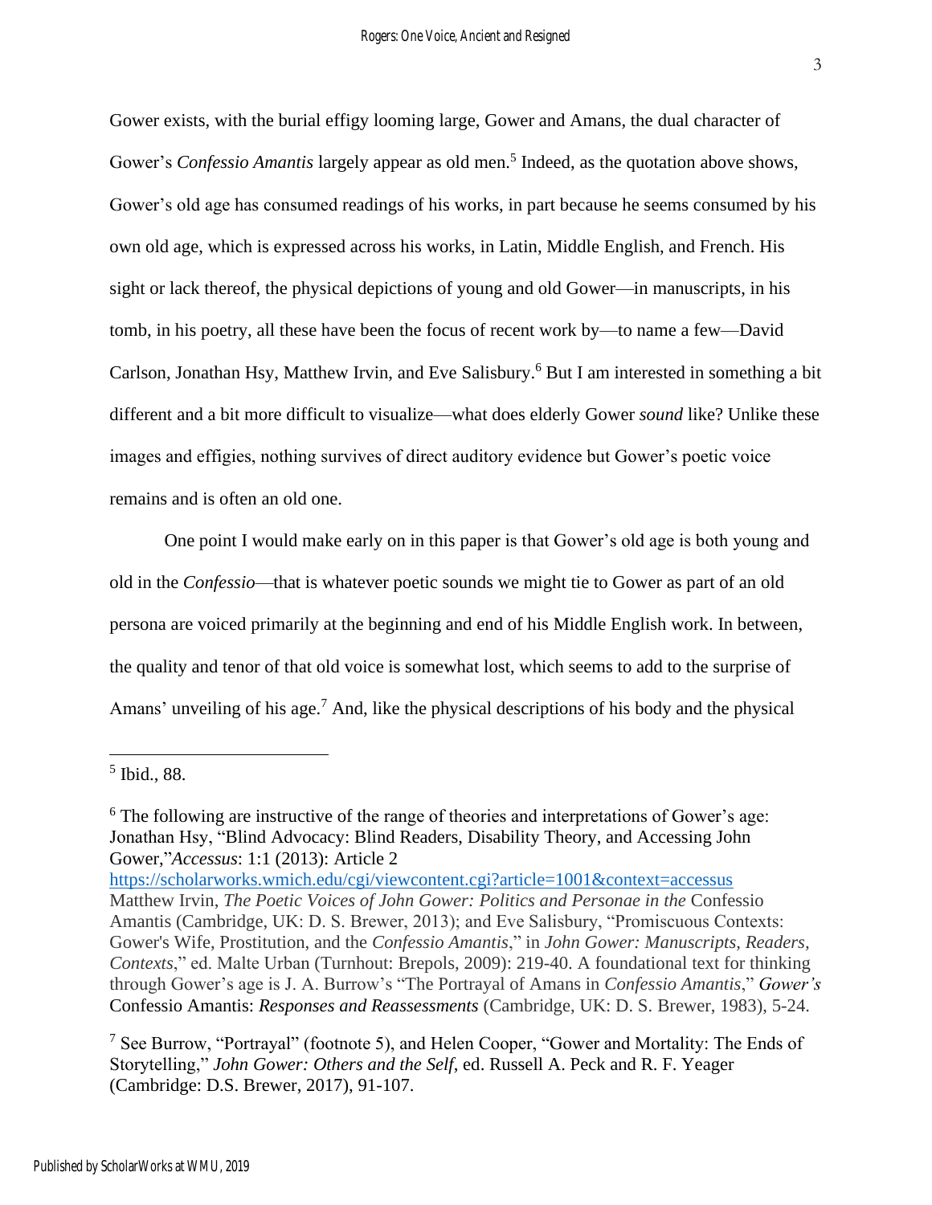Gower exists, with the burial effigy looming large, Gower and Amans, the dual character of Gower's *Confessio Amantis* largely appear as old men.[5] Indeed, as the quotation above shows, Gower's old age has consumed readings of his works, in part because he seems consumed by his own old age, which is expressed across his works, in Latin, Middle English, and French. His sight or lack thereof, the physical depictions of young and old Gower—in manuscripts, in his tomb, in his poetry, all these have been the focus of recent work by—to name a few—David Carlson, Jonathan Hsy, Matthew Irvin, and Eve Salisbury.[6] But I am interested in something a bit different and a bit more difficult to visualize—what does elderly Gower *sound* like? Unlike these images and effigies, nothing survives of direct auditory evidence but Gower's poetic voice remains and is often an old one.

One point I would make early on in this paper is that Gower's old age is both young and old in the *Confessio*—that is whatever poetic sounds we might tie to Gower as part of an old persona are voiced primarily at the beginning and end of his Middle English work. In between, the quality and tenor of that old voice is somewhat lost, which seems to add to the surprise of Amans' unveiling of his age.[7] And, like the physical descriptions of his body and the physical

---

[5] Ibid., 88.

[6] The following are instructive of the range of theories and interpretations of Gower's age: Jonathan Hsy, "Blind Advocacy: Blind Readers, Disability Theory, and Accessing John Gower,"*Accessus*: 1:1 (2013): Article 2 https://scholarworks.wmich.edu/cgi/viewcontent.cgi?article=1001&context=accessus Matthew Irvin, *The Poetic Voices of John Gower: Politics and Personae in the* Confessio Amantis (Cambridge, UK: D. S. Brewer, 2013); and Eve Salisbury, "Promiscuous Contexts: Gower's Wife, Prostitution, and the *Confessio Amantis*," in *John Gower: Manuscripts, Readers, Contexts*," ed. Malte Urban (Turnhout: Brepols, 2009): 219-40. A foundational text for thinking through Gower's age is J. A. Burrow's "The Portrayal of Amans in *Confessio Amantis*," *Gower's* Confessio Amantis: *Responses and Reassessments* (Cambridge, UK: D. S. Brewer, 1983), 5-24.

[7] See Burrow, "Portrayal" (footnote 5), and Helen Cooper, "Gower and Mortality: The Ends of Storytelling," *John Gower: Others and the Self*, ed. Russell A. Peck and R. F. Yeager (Cambridge: D.S. Brewer, 2017), 91-107.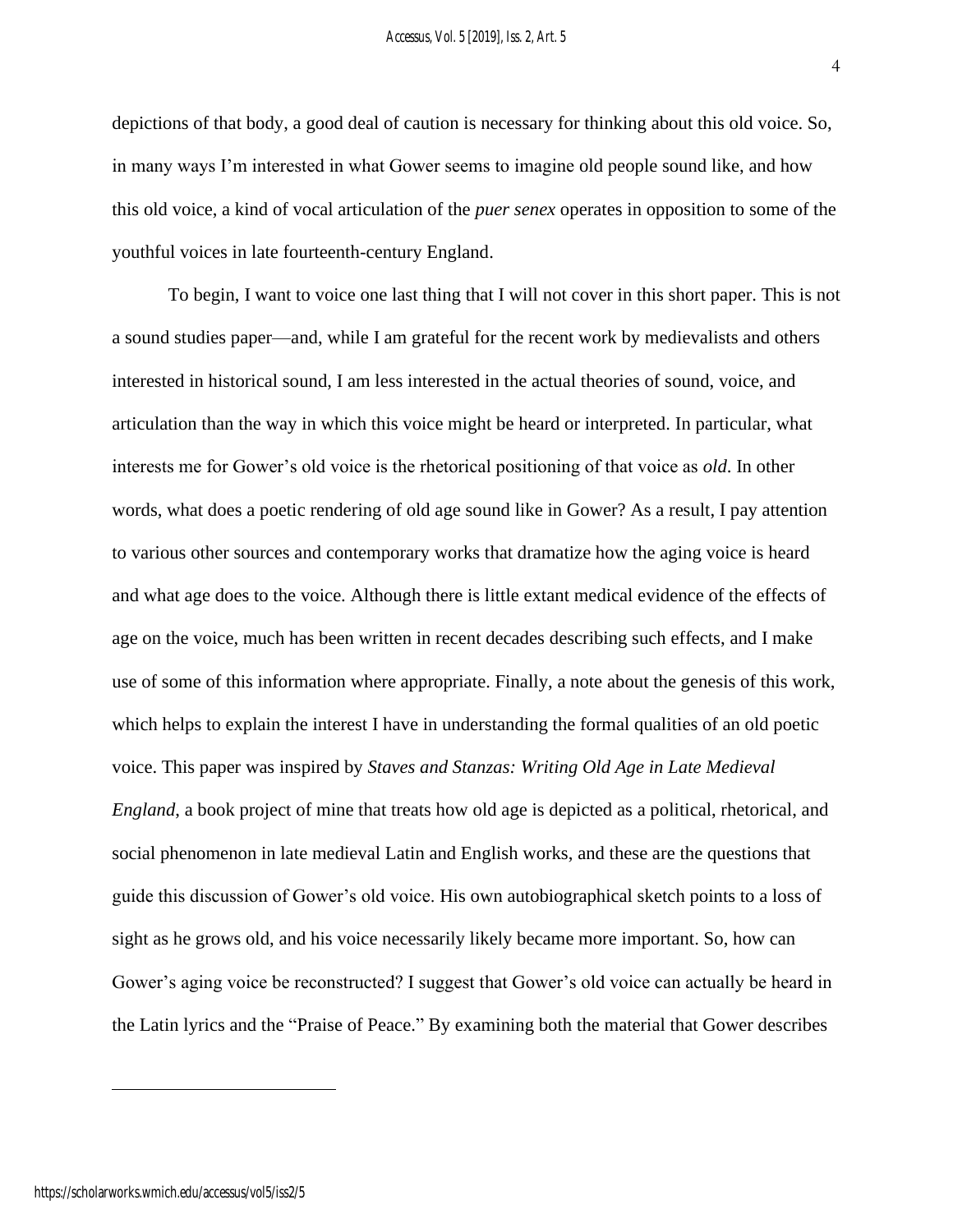depictions of that body, a good deal of caution is necessary for thinking about this old voice. So, in many ways I'm interested in what Gower seems to imagine old people sound like, and how this old voice, a kind of vocal articulation of the *puer senex* operates in opposition to some of the youthful voices in late fourteenth-century England.

To begin, I want to voice one last thing that I will not cover in this short paper. This is not a sound studies paper—and, while I am grateful for the recent work by medievalists and others interested in historical sound, I am less interested in the actual theories of sound, voice, and articulation than the way in which this voice might be heard or interpreted. In particular, what interests me for Gower's old voice is the rhetorical positioning of that voice as *old*. In other words, what does a poetic rendering of old age sound like in Gower? As a result, I pay attention to various other sources and contemporary works that dramatize how the aging voice is heard and what age does to the voice. Although there is little extant medical evidence of the effects of age on the voice, much has been written in recent decades describing such effects, and I make use of some of this information where appropriate. Finally, a note about the genesis of this work, which helps to explain the interest I have in understanding the formal qualities of an old poetic voice. This paper was inspired by *Staves and Stanzas: Writing Old Age in Late Medieval England*, a book project of mine that treats how old age is depicted as a political, rhetorical, and social phenomenon in late medieval Latin and English works, and these are the questions that guide this discussion of Gower's old voice. His own autobiographical sketch points to a loss of sight as he grows old, and his voice necessarily likely became more important. So, how can Gower's aging voice be reconstructed? I suggest that Gower's old voice can actually be heard in the Latin lyrics and the "Praise of Peace." By examining both the material that Gower describes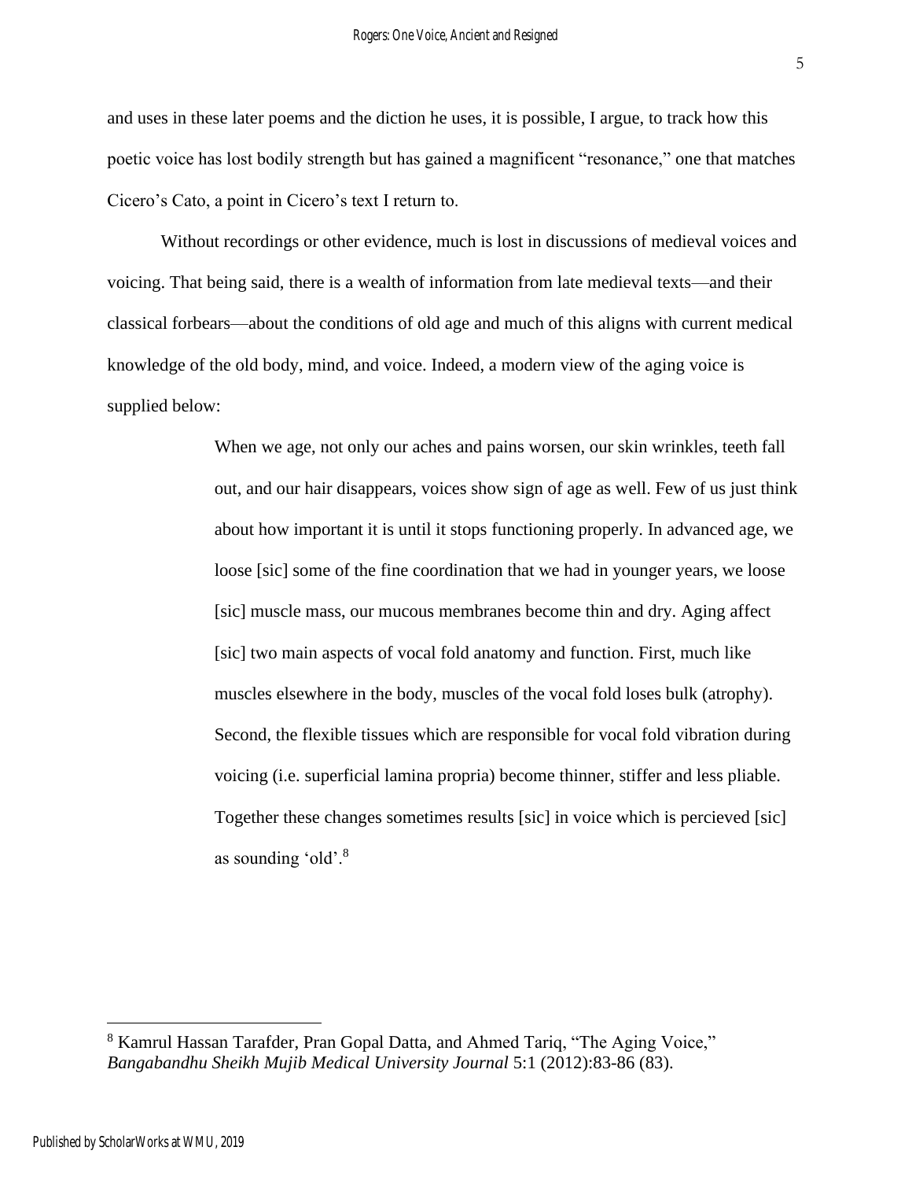and uses in these later poems and the diction he uses, it is possible, I argue, to track how this poetic voice has lost bodily strength but has gained a magnificent "resonance," one that matches Cicero's Cato, a point in Cicero's text I return to.

Without recordings or other evidence, much is lost in discussions of medieval voices and voicing. That being said, there is a wealth of information from late medieval texts—and their classical forbears—about the conditions of old age and much of this aligns with current medical knowledge of the old body, mind, and voice. Indeed, a modern view of the aging voice is supplied below:

> When we age, not only our aches and pains worsen, our skin wrinkles, teeth fall out, and our hair disappears, voices show sign of age as well. Few of us just think about how important it is until it stops functioning properly. In advanced age, we loose [sic] some of the fine coordination that we had in younger years, we loose [sic] muscle mass, our mucous membranes become thin and dry. Aging affect [sic] two main aspects of vocal fold anatomy and function. First, much like muscles elsewhere in the body, muscles of the vocal fold loses bulk (atrophy). Second, the flexible tissues which are responsible for vocal fold vibration during voicing (i.e. superficial lamina propria) become thinner, stiffer and less pliable. Together these changes sometimes results [sic] in voice which is percieved [sic] as sounding 'old'.[8]

---

[8] Kamrul Hassan Tarafder, Pran Gopal Datta, and Ahmed Tariq, "The Aging Voice," *Bangabandhu Sheikh Mujib Medical University Journal* 5:1 (2012):83-86 (83).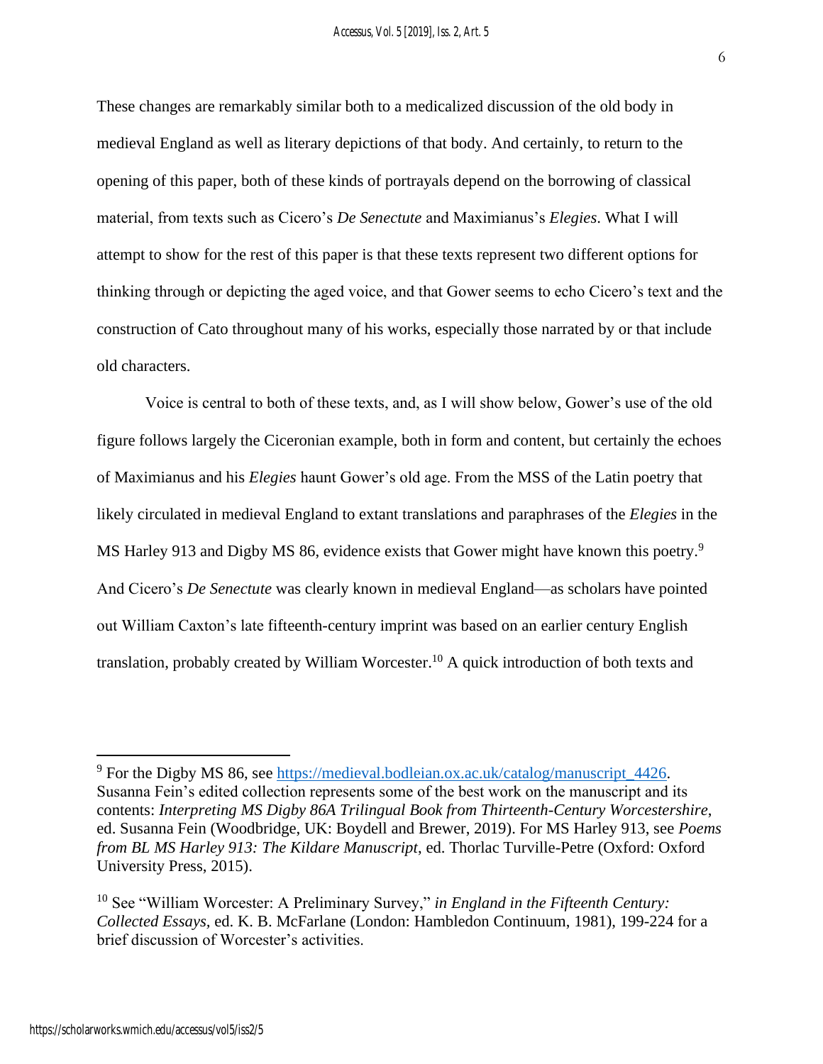These changes are remarkably similar both to a medicalized discussion of the old body in medieval England as well as literary depictions of that body. And certainly, to return to the opening of this paper, both of these kinds of portrayals depend on the borrowing of classical material, from texts such as Cicero's *De Senectute* and Maximianus's *Elegies*. What I will attempt to show for the rest of this paper is that these texts represent two different options for thinking through or depicting the aged voice, and that Gower seems to echo Cicero's text and the construction of Cato throughout many of his works, especially those narrated by or that include old characters.

Voice is central to both of these texts, and, as I will show below, Gower's use of the old figure follows largely the Ciceronian example, both in form and content, but certainly the echoes of Maximianus and his *Elegies* haunt Gower's old age. From the MSS of the Latin poetry that likely circulated in medieval England to extant translations and paraphrases of the *Elegies* in the MS Harley 913 and Digby MS 86, evidence exists that Gower might have known this poetry.[9] And Cicero's *De Senectute* was clearly known in medieval England—as scholars have pointed out William Caxton's late fifteenth-century imprint was based on an earlier century English translation, probably created by William Worcester.[10] A quick introduction of both texts and

---

[9] For the Digby MS 86, see https://medieval.bodleian.ox.ac.uk/catalog/manuscript_4426. Susanna Fein's edited collection represents some of the best work on the manuscript and its contents: *Interpreting MS Digby 86A Trilingual Book from Thirteenth-Century Worcestershire*, ed. Susanna Fein (Woodbridge, UK: Boydell and Brewer, 2019). For MS Harley 913, see *Poems from BL MS Harley 913: The Kildare Manuscript*, ed. Thorlac Turville-Petre (Oxford: Oxford University Press, 2015).

[10] See "William Worcester: A Preliminary Survey," *in England in the Fifteenth Century: Collected Essays,* ed. K. B. McFarlane (London: Hambledon Continuum, 1981), 199-224 for a brief discussion of Worcester's activities.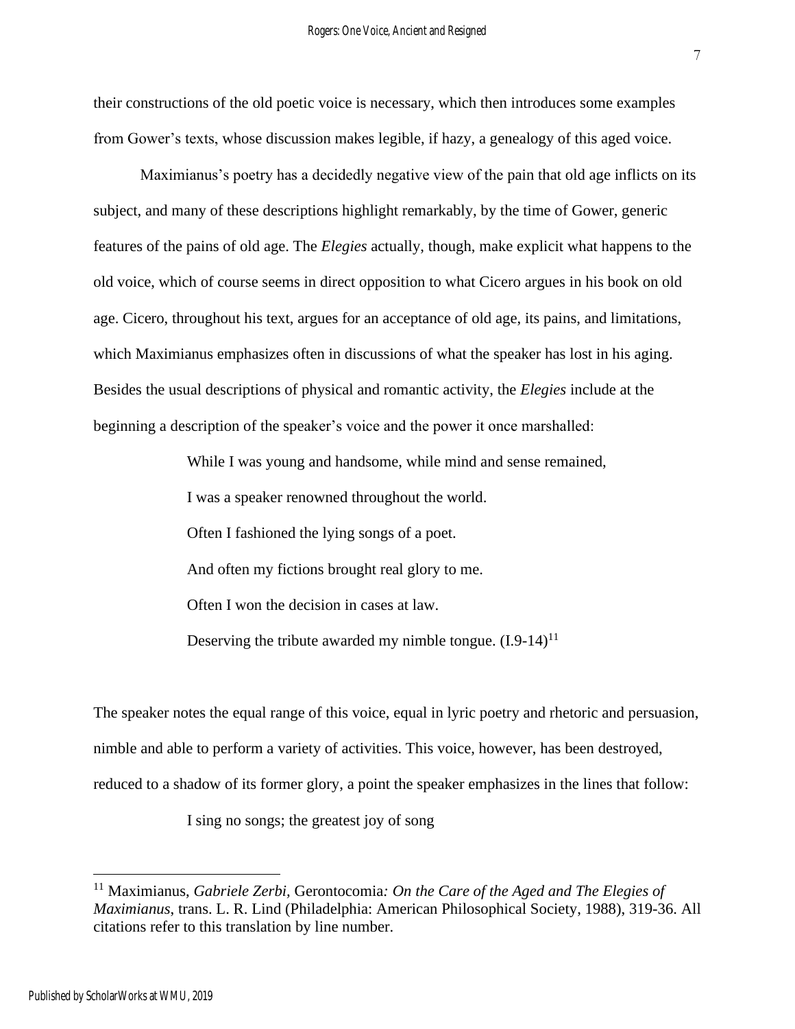their constructions of the old poetic voice is necessary, which then introduces some examples from Gower's texts, whose discussion makes legible, if hazy, a genealogy of this aged voice.

Maximianus's poetry has a decidedly negative view of the pain that old age inflicts on its subject, and many of these descriptions highlight remarkably, by the time of Gower, generic features of the pains of old age. The *Elegies* actually, though, make explicit what happens to the old voice, which of course seems in direct opposition to what Cicero argues in his book on old age. Cicero, throughout his text, argues for an acceptance of old age, its pains, and limitations, which Maximianus emphasizes often in discussions of what the speaker has lost in his aging. Besides the usual descriptions of physical and romantic activity, the *Elegies* include at the beginning a description of the speaker's voice and the power it once marshalled:

> While I was young and handsome, while mind and sense remained,
>
> I was a speaker renowned throughout the world.
>
> Often I fashioned the lying songs of a poet.
>
> And often my fictions brought real glory to me.
>
> Often I won the decision in cases at law.
>
> Deserving the tribute awarded my nimble tongue. (I.9-14)[11]

The speaker notes the equal range of this voice, equal in lyric poetry and rhetoric and persuasion, nimble and able to perform a variety of activities. This voice, however, has been destroyed, reduced to a shadow of its former glory, a point the speaker emphasizes in the lines that follow:

> I sing no songs; the greatest joy of song

[11] Maximianus, *Gabriele Zerbi,* Gerontocomia*: On the Care of the Aged and The Elegies of Maximianus*, trans. L. R. Lind (Philadelphia: American Philosophical Society, 1988), 319-36. All citations refer to this translation by line number.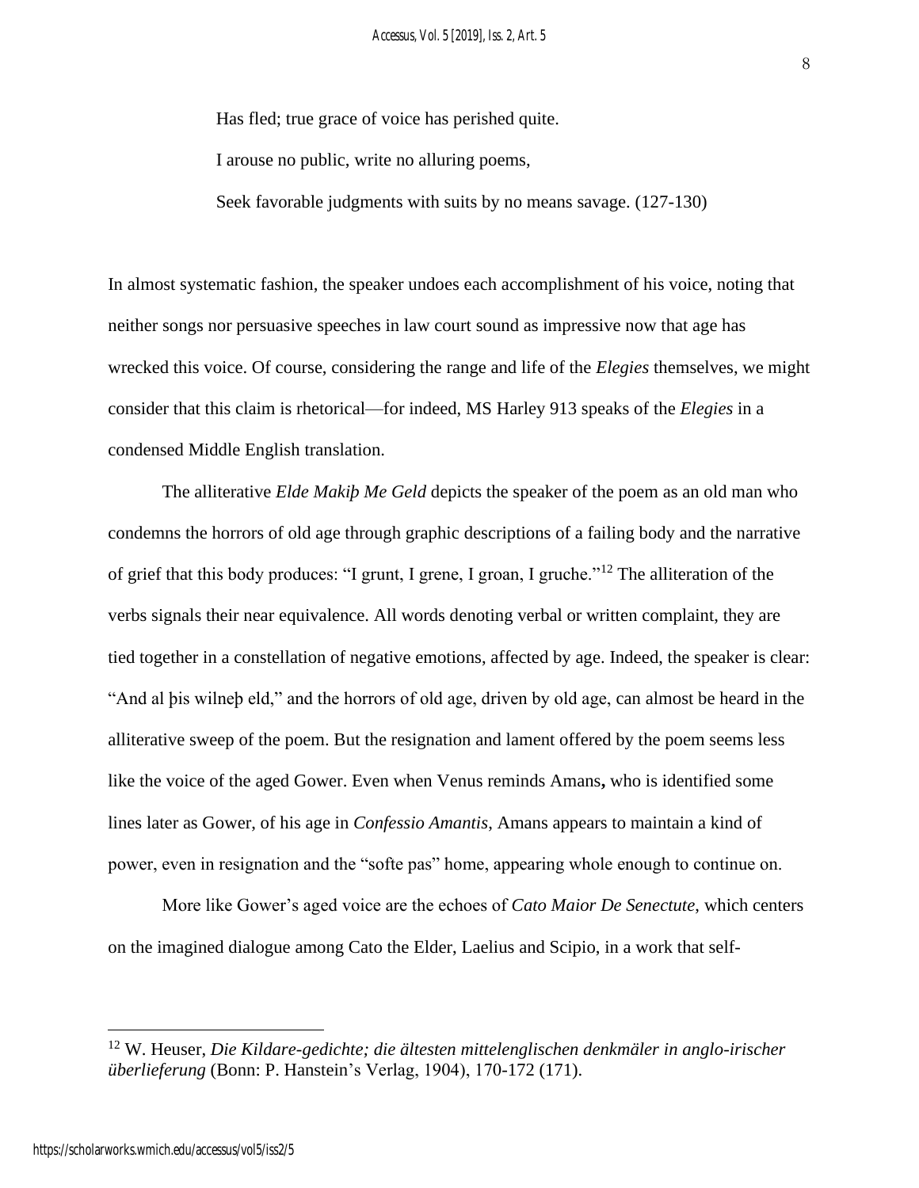Has fled; true grace of voice has perished quite.

I arouse no public, write no alluring poems,

Seek favorable judgments with suits by no means savage. (127-130)

In almost systematic fashion, the speaker undoes each accomplishment of his voice, noting that neither songs nor persuasive speeches in law court sound as impressive now that age has wrecked this voice. Of course, considering the range and life of the *Elegies* themselves, we might consider that this claim is rhetorical—for indeed, MS Harley 913 speaks of the *Elegies* in a condensed Middle English translation.

The alliterative *Elde Makiþ Me Geld* depicts the speaker of the poem as an old man who condemns the horrors of old age through graphic descriptions of a failing body and the narrative of grief that this body produces: "I grunt, I grene, I groan, I gruche."[12] The alliteration of the verbs signals their near equivalence. All words denoting verbal or written complaint, they are tied together in a constellation of negative emotions, affected by age. Indeed, the speaker is clear: "And al þis wilneþ eld," and the horrors of old age, driven by old age, can almost be heard in the alliterative sweep of the poem. But the resignation and lament offered by the poem seems less like the voice of the aged Gower. Even when Venus reminds Amans**,** who is identified some lines later as Gower, of his age in *Confessio Amantis*, Amans appears to maintain a kind of power, even in resignation and the "softe pas" home, appearing whole enough to continue on.

More like Gower's aged voice are the echoes of *Cato Maior De Senectute*, which centers on the imagined dialogue among Cato the Elder, Laelius and Scipio, in a work that self-

[12] W. Heuser, *Die Kildare-gedichte; die ältesten mittelenglischen denkmäler in anglo-irischer überlieferung* (Bonn: P. Hanstein's Verlag, 1904), 170-172 (171).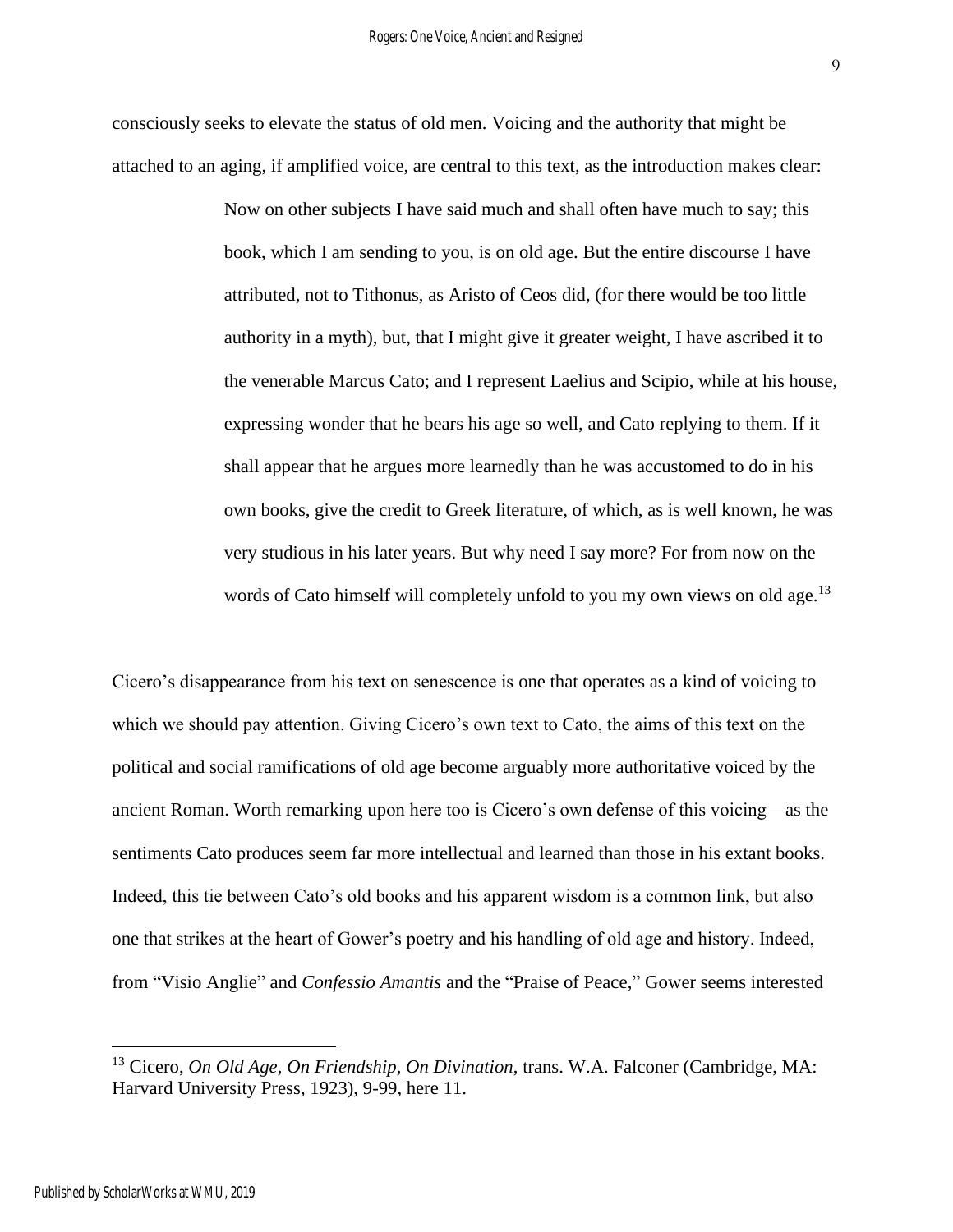consciously seeks to elevate the status of old men. Voicing and the authority that might be attached to an aging, if amplified voice, are central to this text, as the introduction makes clear:

> Now on other subjects I have said much and shall often have much to say; this book, which I am sending to you, is on old age. But the entire discourse I have attributed, not to Tithonus, as Aristo of Ceos did, (for there would be too little authority in a myth), but, that I might give it greater weight, I have ascribed it to the venerable Marcus Cato; and I represent Laelius and Scipio, while at his house, expressing wonder that he bears his age so well, and Cato replying to them. If it shall appear that he argues more learnedly than he was accustomed to do in his own books, give the credit to Greek literature, of which, as is well known, he was very studious in his later years. But why need I say more? For from now on the words of Cato himself will completely unfold to you my own views on old age.[13]

Cicero's disappearance from his text on senescence is one that operates as a kind of voicing to which we should pay attention. Giving Cicero's own text to Cato, the aims of this text on the political and social ramifications of old age become arguably more authoritative voiced by the ancient Roman. Worth remarking upon here too is Cicero's own defense of this voicing—as the sentiments Cato produces seem far more intellectual and learned than those in his extant books. Indeed, this tie between Cato's old books and his apparent wisdom is a common link, but also one that strikes at the heart of Gower's poetry and his handling of old age and history. Indeed, from "Visio Anglie" and *Confessio Amantis* and the "Praise of Peace," Gower seems interested

---

[13] Cicero, *On Old Age, On Friendship, On Divination*, trans. W.A. Falconer (Cambridge, MA: Harvard University Press, 1923), 9-99, here 11.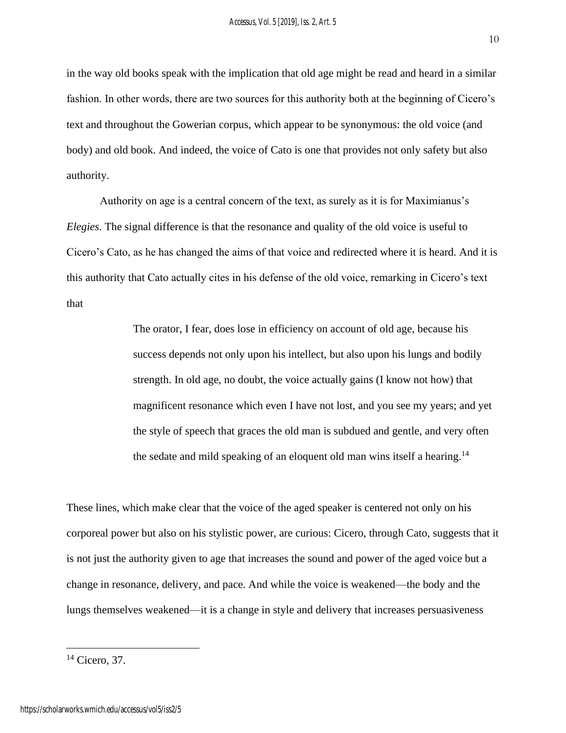in the way old books speak with the implication that old age might be read and heard in a similar fashion. In other words, there are two sources for this authority both at the beginning of Cicero's text and throughout the Gowerian corpus, which appear to be synonymous: the old voice (and body) and old book. And indeed, the voice of Cato is one that provides not only safety but also authority.

Authority on age is a central concern of the text, as surely as it is for Maximianus's *Elegies*. The signal difference is that the resonance and quality of the old voice is useful to Cicero's Cato, as he has changed the aims of that voice and redirected where it is heard. And it is this authority that Cato actually cites in his defense of the old voice, remarking in Cicero's text that

> The orator, I fear, does lose in efficiency on account of old age, because his success depends not only upon his intellect, but also upon his lungs and bodily strength. In old age, no doubt, the voice actually gains (I know not how) that magnificent resonance which even I have not lost, and you see my years; and yet the style of speech that graces the old man is subdued and gentle, and very often the sedate and mild speaking of an eloquent old man wins itself a hearing.[14]

These lines, which make clear that the voice of the aged speaker is centered not only on his corporeal power but also on his stylistic power, are curious: Cicero, through Cato, suggests that it is not just the authority given to age that increases the sound and power of the aged voice but a change in resonance, delivery, and pace. And while the voice is weakened—the body and the lungs themselves weakened—it is a change in style and delivery that increases persuasiveness

---

[14] Cicero, 37.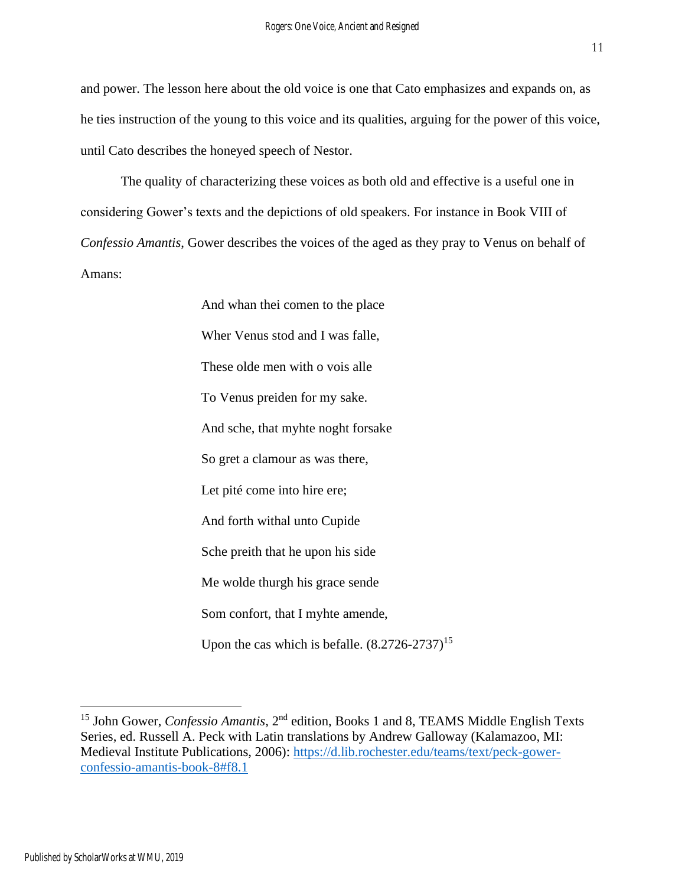and power. The lesson here about the old voice is one that Cato emphasizes and expands on, as he ties instruction of the young to this voice and its qualities, arguing for the power of this voice, until Cato describes the honeyed speech of Nestor.

The quality of characterizing these voices as both old and effective is a useful one in considering Gower's texts and the depictions of old speakers. For instance in Book VIII of *Confessio Amantis*, Gower describes the voices of the aged as they pray to Venus on behalf of Amans:

> And whan thei comen to the place
> Wher Venus stod and I was falle,
> These olde men with o vois alle
> To Venus preiden for my sake.
> And sche, that myhte noght forsake
> So gret a clamour as was there,
> Let pité come into hire ere;
> And forth withal unto Cupide
> Sche preith that he upon his side
> Me wolde thurgh his grace sende
> Som confort, that I myhte amende,
> Upon the cas which is befalle. (8.2726-2737)[15]

[15] John Gower, *Confessio Amantis*, 2nd edition, Books 1 and 8, TEAMS Middle English Texts Series, ed. Russell A. Peck with Latin translations by Andrew Galloway (Kalamazoo, MI: Medieval Institute Publications, 2006): https://d.lib.rochester.edu/teams/text/peck-gower-confessio-amantis-book-8#f8.1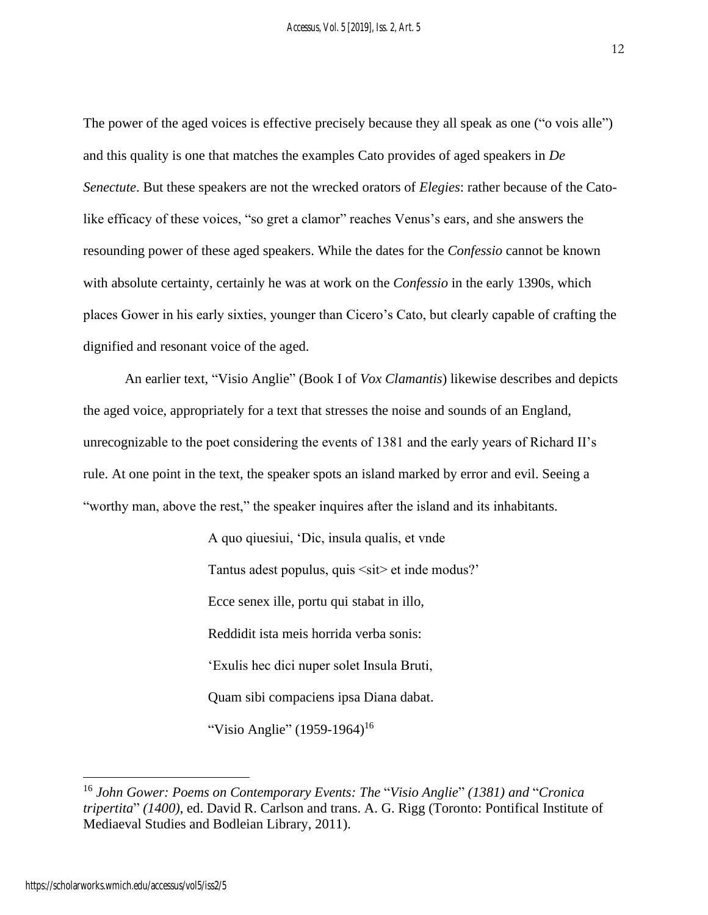The power of the aged voices is effective precisely because they all speak as one ("o vois alle") and this quality is one that matches the examples Cato provides of aged speakers in *De Senectute*. But these speakers are not the wrecked orators of *Elegies*: rather because of the Cato-like efficacy of these voices, "so gret a clamor" reaches Venus's ears, and she answers the resounding power of these aged speakers. While the dates for the *Confessio* cannot be known with absolute certainty, certainly he was at work on the *Confessio* in the early 1390s, which places Gower in his early sixties, younger than Cicero's Cato, but clearly capable of crafting the dignified and resonant voice of the aged.

An earlier text, "Visio Anglie" (Book I of *Vox Clamantis*) likewise describes and depicts the aged voice, appropriately for a text that stresses the noise and sounds of an England, unrecognizable to the poet considering the events of 1381 and the early years of Richard II's rule. At one point in the text, the speaker spots an island marked by error and evil. Seeing a "worthy man, above the rest," the speaker inquires after the island and its inhabitants.

> A quo qiuesiui, 'Dic, insula qualis, et vnde
>
> Tantus adest populus, quis <sit> et inde modus?'
>
> Ecce senex ille, portu qui stabat in illo,
>
> Reddidit ista meis horrida verba sonis:
>
> 'Exulis hec dici nuper solet Insula Bruti,
>
> Quam sibi compaciens ipsa Diana dabat.
>
> "Visio Anglie" (1959-1964)[16]

---

[16] *John Gower: Poems on Contemporary Events: The* "*Visio Anglie*" *(1381) and* "*Cronica tripertita*" *(1400)*, ed. David R. Carlson and trans. A. G. Rigg (Toronto: Pontifical Institute of Mediaeval Studies and Bodleian Library, 2011).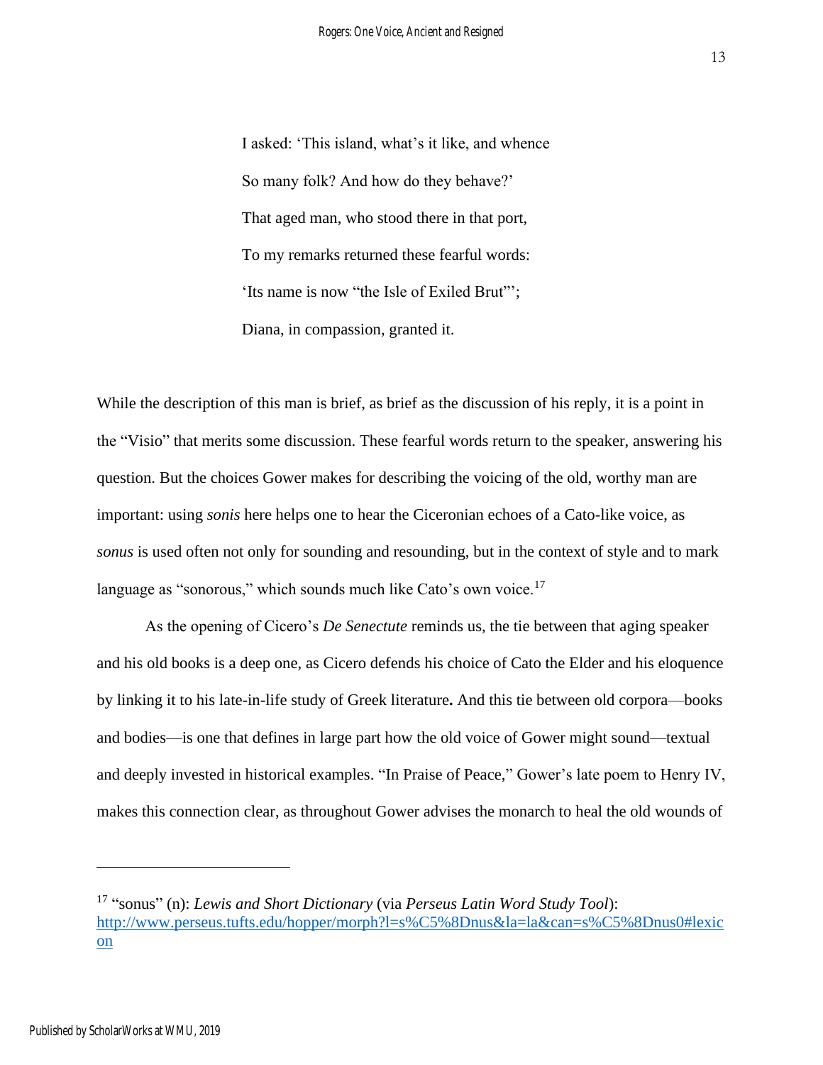> I asked: 'This island, what's it like, and whence
>
> So many folk? And how do they behave?'
>
> That aged man, who stood there in that port,
>
> To my remarks returned these fearful words:
>
> 'Its name is now "the Isle of Exiled Brut"';
>
> Diana, in compassion, granted it.

While the description of this man is brief, as brief as the discussion of his reply, it is a point in the "Visio" that merits some discussion. These fearful words return to the speaker, answering his question. But the choices Gower makes for describing the voicing of the old, worthy man are important: using *sonis* here helps one to hear the Ciceronian echoes of a Cato-like voice, as *sonus* is used often not only for sounding and resounding, but in the context of style and to mark language as "sonorous," which sounds much like Cato's own voice.[17]

As the opening of Cicero's *De Senectute* reminds us, the tie between that aging speaker and his old books is a deep one, as Cicero defends his choice of Cato the Elder and his eloquence by linking it to his late-in-life study of Greek literature**.** And this tie between old corpora—books and bodies—is one that defines in large part how the old voice of Gower might sound—textual and deeply invested in historical examples. "In Praise of Peace," Gower's late poem to Henry IV, makes this connection clear, as throughout Gower advises the monarch to heal the old wounds of

---

[17] "sonus" (n): *Lewis and Short Dictionary* (via *Perseus Latin Word Study Tool*): http://www.perseus.tufts.edu/hopper/morph?l=s%C5%8Dnus&la=la&can=s%C5%8Dnus0#lexicon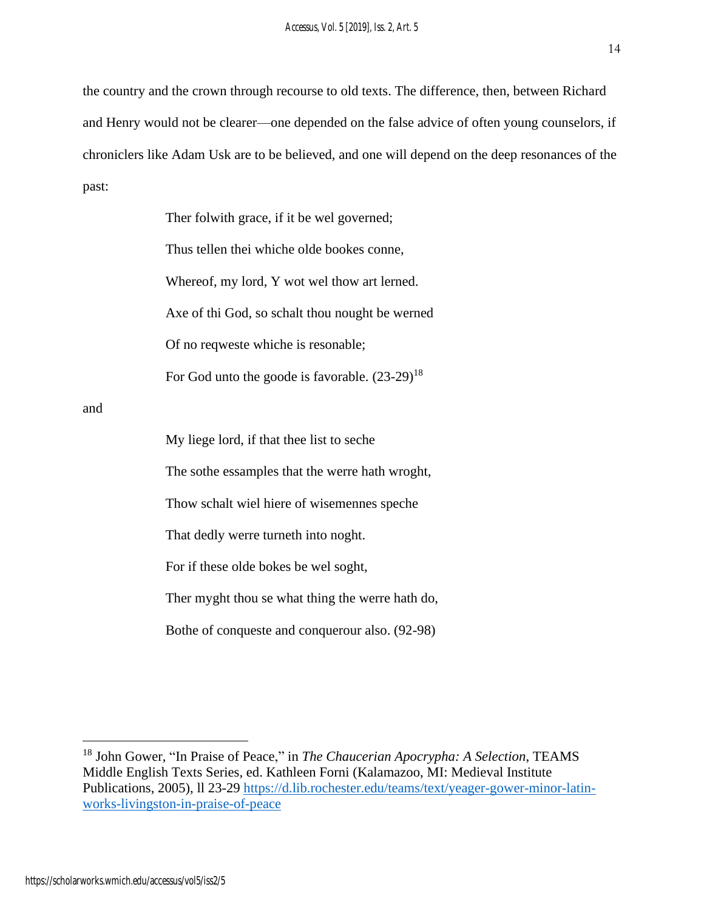the country and the crown through recourse to old texts. The difference, then, between Richard and Henry would not be clearer—one depended on the false advice of often young counselors, if chroniclers like Adam Usk are to be believed, and one will depend on the deep resonances of the past:

> Ther folwith grace, if it be wel governed;
> 
> Thus tellen thei whiche olde bookes conne,
> 
> Whereof, my lord, Y wot wel thow art lerned.
> 
> Axe of thi God, so schalt thou nought be werned
> 
> Of no reqweste whiche is resonable;
> 
> For God unto the goode is favorable. (23-29)[18]

and

> My liege lord, if that thee list to seche
> 
> The sothe essamples that the werre hath wroght,
> 
> Thow schalt wiel hiere of wisemennes speche
> 
> That dedly werre turneth into noght.
> 
> For if these olde bokes be wel soght,
> 
> Ther myght thou se what thing the werre hath do,
> 
> Bothe of conqueste and conquerour also. (92-98)

---

[18] John Gower, "In Praise of Peace," in *The Chaucerian Apocrypha: A Selection*, TEAMS Middle English Texts Series, ed. Kathleen Forni (Kalamazoo, MI: Medieval Institute Publications, 2005), ll 23-29 https://d.lib.rochester.edu/teams/text/yeager-gower-minor-latin-works-livingston-in-praise-of-peace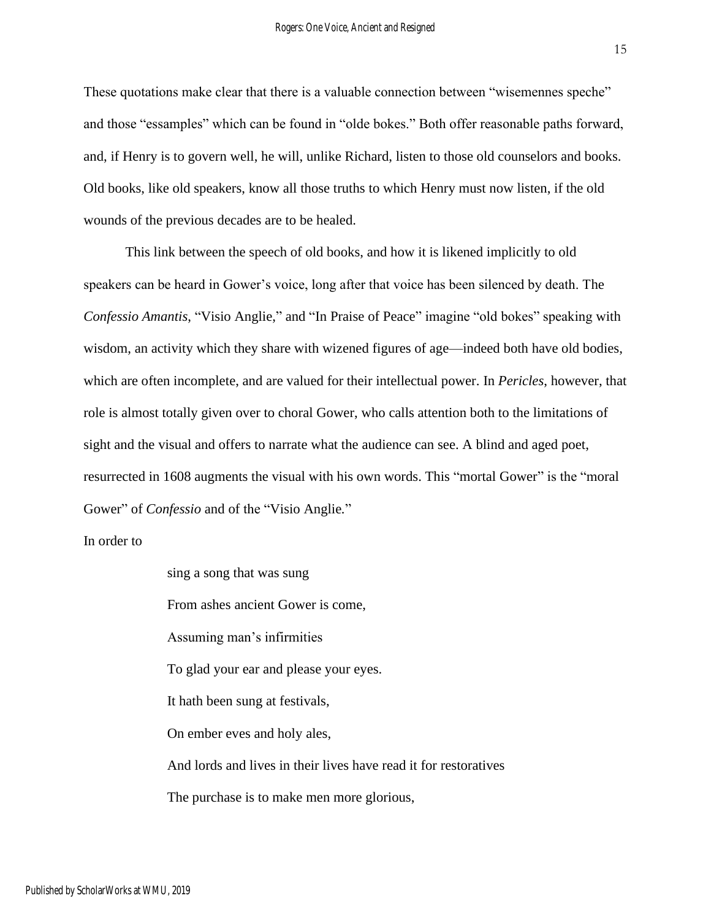These quotations make clear that there is a valuable connection between "wisemennes speche" and those "essamples" which can be found in "olde bokes." Both offer reasonable paths forward, and, if Henry is to govern well, he will, unlike Richard, listen to those old counselors and books. Old books, like old speakers, know all those truths to which Henry must now listen, if the old wounds of the previous decades are to be healed.

This link between the speech of old books, and how it is likened implicitly to old speakers can be heard in Gower's voice, long after that voice has been silenced by death. The *Confessio Amantis*, "Visio Anglie," and "In Praise of Peace" imagine "old bokes" speaking with wisdom, an activity which they share with wizened figures of age—indeed both have old bodies, which are often incomplete, and are valued for their intellectual power. In *Pericles*, however, that role is almost totally given over to choral Gower, who calls attention both to the limitations of sight and the visual and offers to narrate what the audience can see. A blind and aged poet, resurrected in 1608 augments the visual with his own words. This "mortal Gower" is the "moral Gower" of *Confessio* and of the "Visio Anglie."

In order to

> sing a song that was sung
>
> From ashes ancient Gower is come,
>
> Assuming man's infirmities
>
> To glad your ear and please your eyes.
>
> It hath been sung at festivals,
>
> On ember eves and holy ales,
>
> And lords and lives in their lives have read it for restoratives
>
> The purchase is to make men more glorious,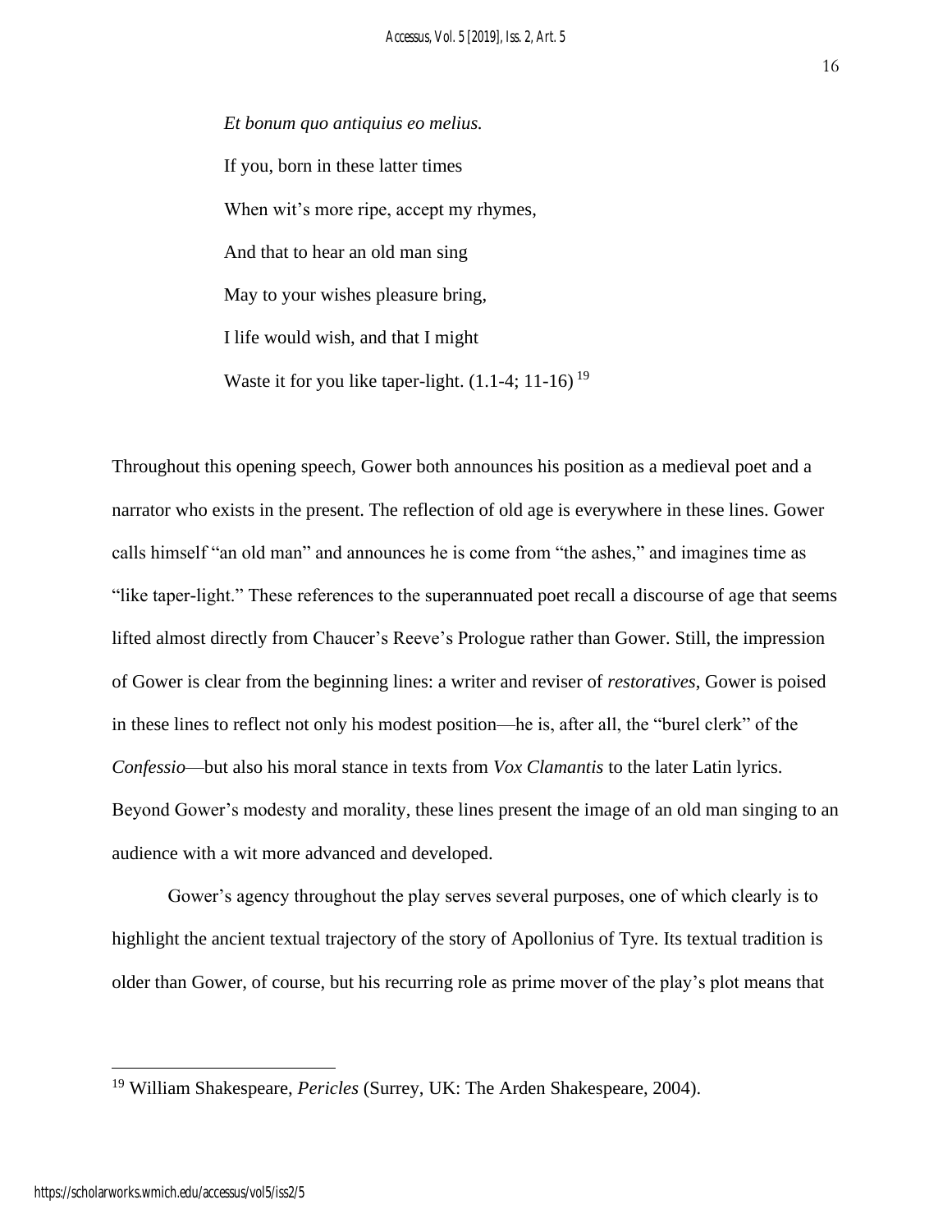*Et bonum quo antiquius eo melius.*

If you, born in these latter times

When wit's more ripe, accept my rhymes,

And that to hear an old man sing

May to your wishes pleasure bring,

I life would wish, and that I might

Waste it for you like taper-light. (1.1-4; 11-16)[19]

Throughout this opening speech, Gower both announces his position as a medieval poet and a narrator who exists in the present. The reflection of old age is everywhere in these lines. Gower calls himself "an old man" and announces he is come from "the ashes," and imagines time as "like taper-light." These references to the superannuated poet recall a discourse of age that seems lifted almost directly from Chaucer's Reeve's Prologue rather than Gower. Still, the impression of Gower is clear from the beginning lines: a writer and reviser of *restoratives*, Gower is poised in these lines to reflect not only his modest position—he is, after all, the "burel clerk" of the *Confessio*—but also his moral stance in texts from *Vox Clamantis* to the later Latin lyrics. Beyond Gower's modesty and morality, these lines present the image of an old man singing to an audience with a wit more advanced and developed.

Gower's agency throughout the play serves several purposes, one of which clearly is to highlight the ancient textual trajectory of the story of Apollonius of Tyre. Its textual tradition is older than Gower, of course, but his recurring role as prime mover of the play's plot means that

[19] William Shakespeare, *Pericles* (Surrey, UK: The Arden Shakespeare, 2004).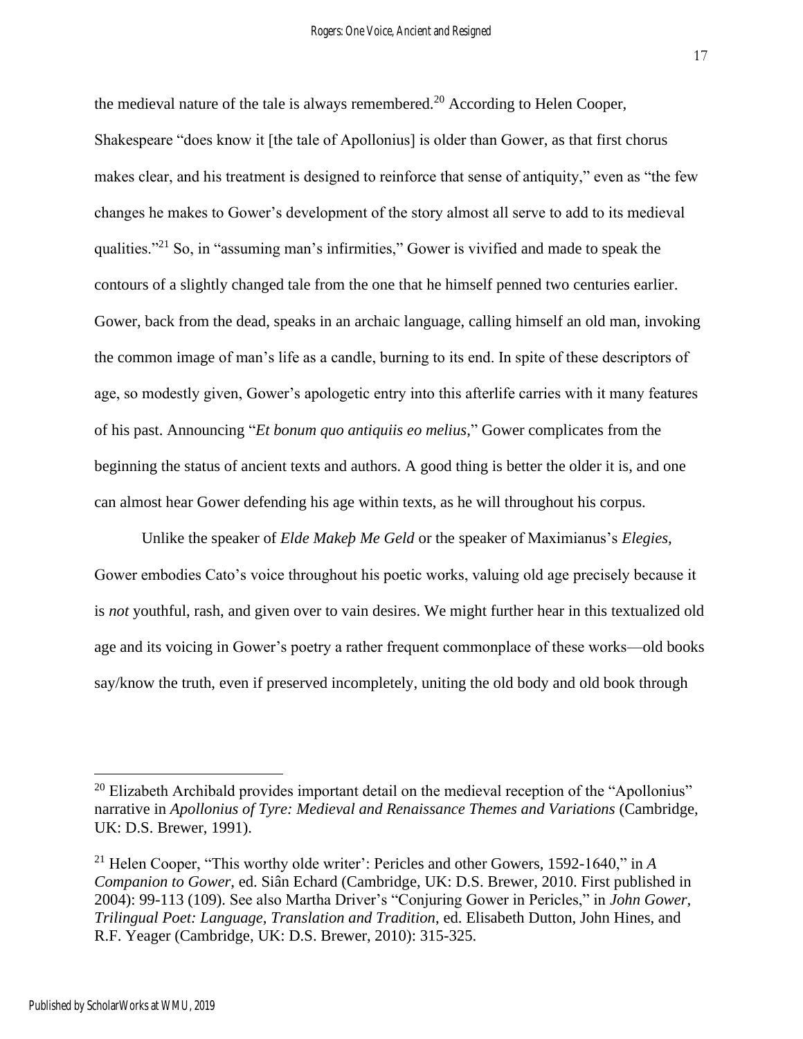the medieval nature of the tale is always remembered.[20] According to Helen Cooper, Shakespeare "does know it [the tale of Apollonius] is older than Gower, as that first chorus makes clear, and his treatment is designed to reinforce that sense of antiquity," even as "the few changes he makes to Gower's development of the story almost all serve to add to its medieval qualities."[21] So, in "assuming man's infirmities," Gower is vivified and made to speak the contours of a slightly changed tale from the one that he himself penned two centuries earlier. Gower, back from the dead, speaks in an archaic language, calling himself an old man, invoking the common image of man's life as a candle, burning to its end. In spite of these descriptors of age, so modestly given, Gower's apologetic entry into this afterlife carries with it many features of his past. Announcing "*Et bonum quo antiquiis eo melius*," Gower complicates from the beginning the status of ancient texts and authors. A good thing is better the older it is, and one can almost hear Gower defending his age within texts, as he will throughout his corpus.

Unlike the speaker of *Elde Makeþ Me Geld* or the speaker of Maximianus's *Elegies*, Gower embodies Cato's voice throughout his poetic works, valuing old age precisely because it is *not* youthful, rash, and given over to vain desires. We might further hear in this textualized old age and its voicing in Gower's poetry a rather frequent commonplace of these works—old books say/know the truth, even if preserved incompletely, uniting the old body and old book through

---

[20] Elizabeth Archibald provides important detail on the medieval reception of the "Apollonius" narrative in *Apollonius of Tyre: Medieval and Renaissance Themes and Variations* (Cambridge, UK: D.S. Brewer, 1991).

[21] Helen Cooper, "This worthy olde writer': Pericles and other Gowers, 1592-1640," in *A Companion to Gower*, ed. Siân Echard (Cambridge, UK: D.S. Brewer, 2010. First published in 2004): 99-113 (109). See also Martha Driver's "Conjuring Gower in Pericles," in *John Gower, Trilingual Poet: Language, Translation and Tradition*, ed. Elisabeth Dutton, John Hines, and R.F. Yeager (Cambridge, UK: D.S. Brewer, 2010): 315-325.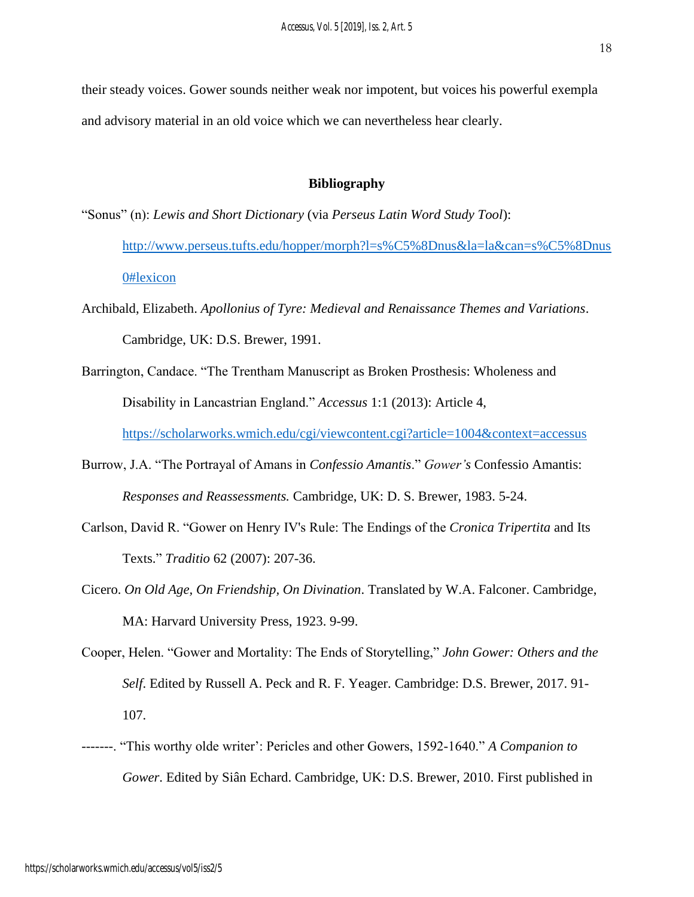their steady voices. Gower sounds neither weak nor impotent, but voices his powerful exempla and advisory material in an old voice which we can nevertheless hear clearly.

## Bibliography

"Sonus" (n): *Lewis and Short Dictionary* (via *Perseus Latin Word Study Tool*): [http://www.perseus.tufts.edu/hopper/morph?l=s%C5%8Dnus&la=la&can=s%C5%8Dnus0#lexicon](http://www.perseus.tufts.edu/hopper/morph?l=s%C5%8Dnus&la=la&can=s%C5%8Dnus0#lexicon)

Archibald, Elizabeth. *Apollonius of Tyre: Medieval and Renaissance Themes and Variations*. Cambridge, UK: D.S. Brewer, 1991.

Barrington, Candace. "The Trentham Manuscript as Broken Prosthesis: Wholeness and Disability in Lancastrian England." *Accessus* 1:1 (2013): Article 4, [https://scholarworks.wmich.edu/cgi/viewcontent.cgi?article=1004&context=accessus](https://scholarworks.wmich.edu/cgi/viewcontent.cgi?article=1004&context=accessus)

Burrow, J.A. "The Portrayal of Amans in *Confessio Amantis*." *Gower's* Confessio Amantis: *Responses and Reassessments.* Cambridge, UK: D. S. Brewer, 1983. 5-24.

Carlson, David R. "Gower on Henry IV's Rule: The Endings of the *Cronica Tripertita* and Its Texts." *Traditio* 62 (2007): 207-36.

Cicero. *On Old Age, On Friendship, On Divination*. Translated by W.A. Falconer. Cambridge, MA: Harvard University Press, 1923. 9-99.

Cooper, Helen. "Gower and Mortality: The Ends of Storytelling," *John Gower: Others and the Self*. Edited by Russell A. Peck and R. F. Yeager. Cambridge: D.S. Brewer, 2017. 91-107.

-------. "This worthy olde writer': Pericles and other Gowers, 1592-1640." *A Companion to Gower*. Edited by Siân Echard. Cambridge, UK: D.S. Brewer, 2010. First published in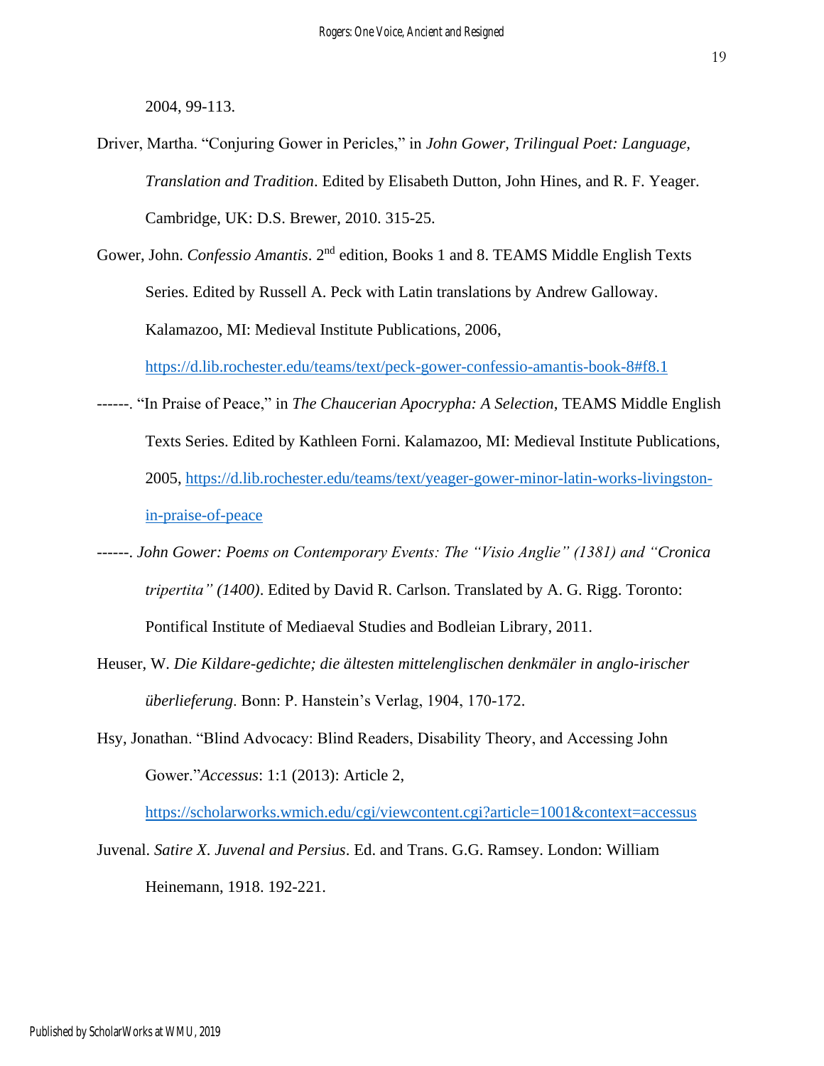2004, 99-113.

Driver, Martha. "Conjuring Gower in Pericles," in *John Gower, Trilingual Poet: Language, Translation and Tradition*. Edited by Elisabeth Dutton, John Hines, and R. F. Yeager. Cambridge, UK: D.S. Brewer, 2010. 315-25.

Gower, John. *Confessio Amantis*. 2nd edition, Books 1 and 8. TEAMS Middle English Texts Series. Edited by Russell A. Peck with Latin translations by Andrew Galloway. Kalamazoo, MI: Medieval Institute Publications, 2006, https://d.lib.rochester.edu/teams/text/peck-gower-confessio-amantis-book-8#f8.1

------. "In Praise of Peace," in *The Chaucerian Apocrypha: A Selection*, TEAMS Middle English Texts Series. Edited by Kathleen Forni. Kalamazoo, MI: Medieval Institute Publications, 2005, https://d.lib.rochester.edu/teams/text/yeager-gower-minor-latin-works-livingston-in-praise-of-peace

------. *John Gower: Poems on Contemporary Events: The "Visio Anglie" (1381) and "Cronica tripertita" (1400)*. Edited by David R. Carlson. Translated by A. G. Rigg. Toronto: Pontifical Institute of Mediaeval Studies and Bodleian Library, 2011.

Heuser, W. *Die Kildare-gedichte; die ältesten mittelenglischen denkmäler in anglo-irischer überlieferung*. Bonn: P. Hanstein's Verlag, 1904, 170-172.

Hsy, Jonathan. "Blind Advocacy: Blind Readers, Disability Theory, and Accessing John Gower."*Accessus*: 1:1 (2013): Article 2, https://scholarworks.wmich.edu/cgi/viewcontent.cgi?article=1001&context=accessus

Juvenal. *Satire X*. *Juvenal and Persius*. Ed. and Trans. G.G. Ramsey. London: William Heinemann, 1918. 192-221.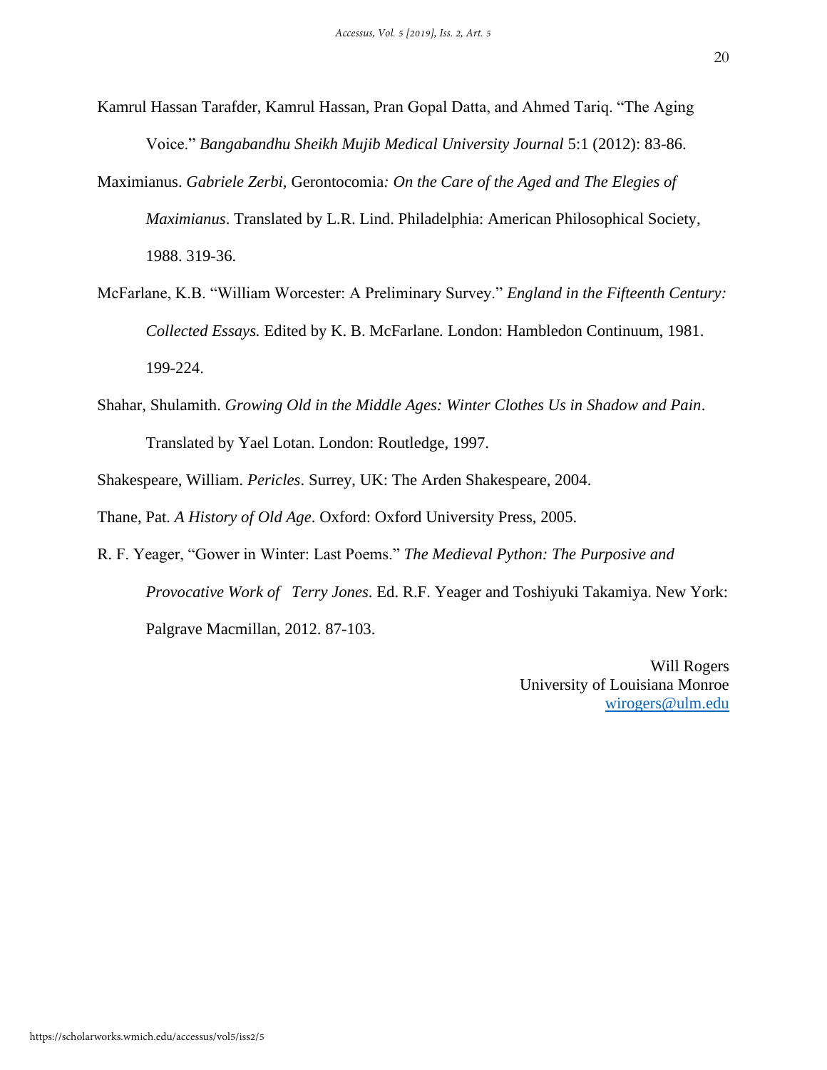Kamrul Hassan Tarafder, Kamrul Hassan, Pran Gopal Datta, and Ahmed Tariq. "The Aging Voice." *Bangabandhu Sheikh Mujib Medical University Journal* 5:1 (2012): 83-86.

Maximianus. *Gabriele Zerbi,* Gerontocomia*: On the Care of the Aged and The Elegies of Maximianus*. Translated by L.R. Lind. Philadelphia: American Philosophical Society, 1988. 319-36.

McFarlane, K.B. "William Worcester: A Preliminary Survey." *England in the Fifteenth Century: Collected Essays.* Edited by K. B. McFarlane. London: Hambledon Continuum, 1981. 199-224.

Shahar, Shulamith. *Growing Old in the Middle Ages: Winter Clothes Us in Shadow and Pain*. Translated by Yael Lotan. London: Routledge, 1997.

Shakespeare, William. *Pericles*. Surrey, UK: The Arden Shakespeare, 2004.

Thane, Pat. *A History of Old Age*. Oxford: Oxford University Press, 2005.

R. F. Yeager, "Gower in Winter: Last Poems." *The Medieval Python: The Purposive and Provocative Work of Terry Jones*. Ed. R.F. Yeager and Toshiyuki Takamiya. New York: Palgrave Macmillan, 2012. 87-103.

Will Rogers  
University of Louisiana Monroe  
wirogers@ulm.edu